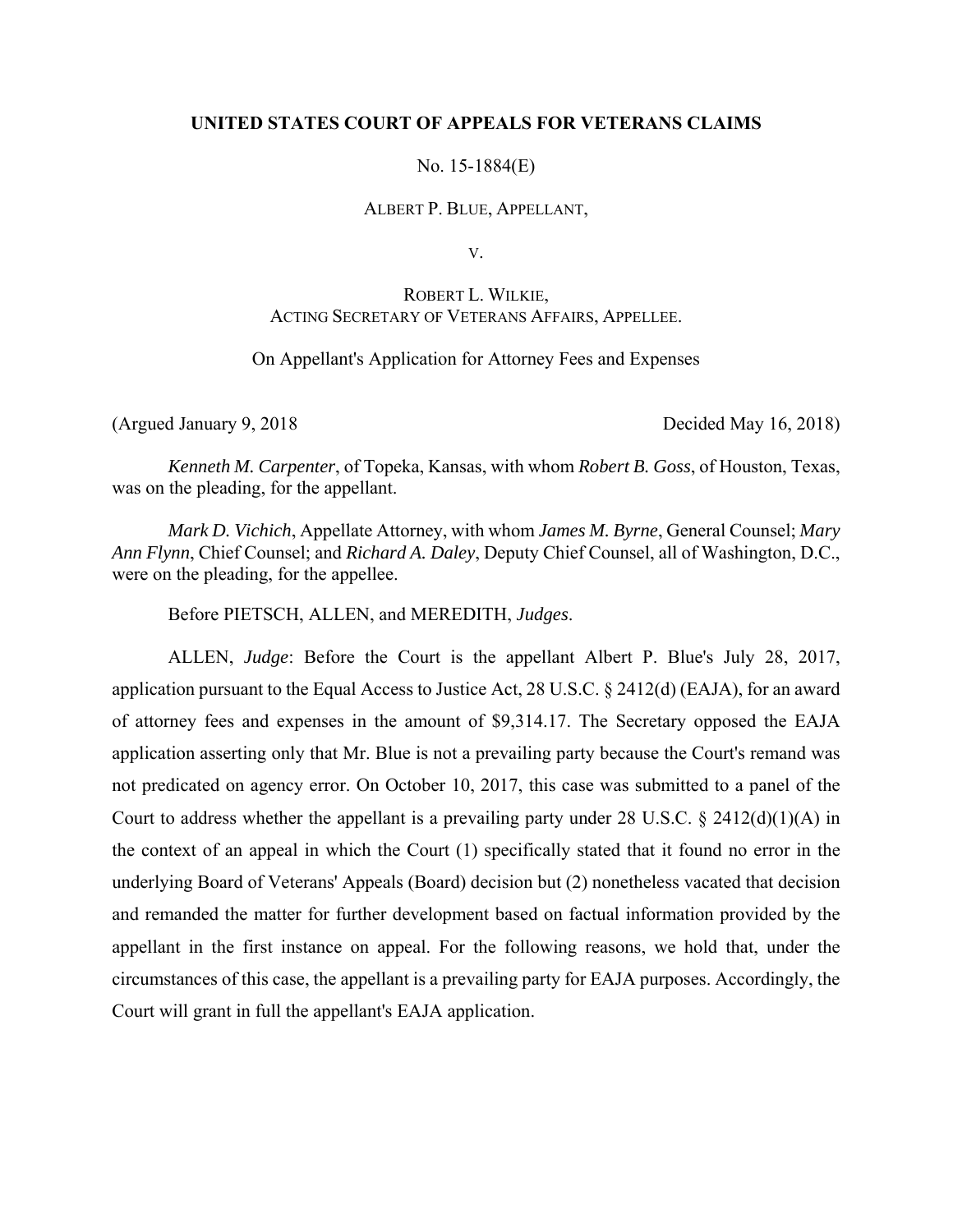**UNITED STATES COURT OF APPEALS FOR VETERANS CLAIMS**

No. 15-1884(E)

ALBERT P. BLUE, APPELLANT,

V.

ROBERT L. WILKIE,
ACTING SECRETARY OF VETERANS AFFAIRS, APPELLEE.

On Appellant's Application for Attorney Fees and Expenses

(Argued January 9, 2018 Decided May 16, 2018)

*Kenneth M. Carpenter*, of Topeka, Kansas, with whom *Robert B. Goss*, of Houston, Texas, was on the pleading, for the appellant.

*Mark D. Vichich*, Appellate Attorney, with whom *James M. Byrne*, General Counsel; *Mary Ann Flynn*, Chief Counsel; and *Richard A. Daley*, Deputy Chief Counsel, all of Washington, D.C., were on the pleading, for the appellee.

Before PIETSCH, ALLEN, and MEREDITH, *Judges*.

ALLEN, *Judge*: Before the Court is the appellant Albert P. Blue's July 28, 2017, application pursuant to the Equal Access to Justice Act, 28 U.S.C. § 2412(d) (EAJA), for an award of attorney fees and expenses in the amount of $9,314.17. The Secretary opposed the EAJA application asserting only that Mr. Blue is not a prevailing party because the Court's remand was not predicated on agency error. On October 10, 2017, this case was submitted to a panel of the Court to address whether the appellant is a prevailing party under 28 U.S.C. § 2412(d)(1)(A) in the context of an appeal in which the Court (1) specifically stated that it found no error in the underlying Board of Veterans' Appeals (Board) decision but (2) nonetheless vacated that decision and remanded the matter for further development based on factual information provided by the appellant in the first instance on appeal. For the following reasons, we hold that, under the circumstances of this case, the appellant is a prevailing party for EAJA purposes. Accordingly, the Court will grant in full the appellant's EAJA application.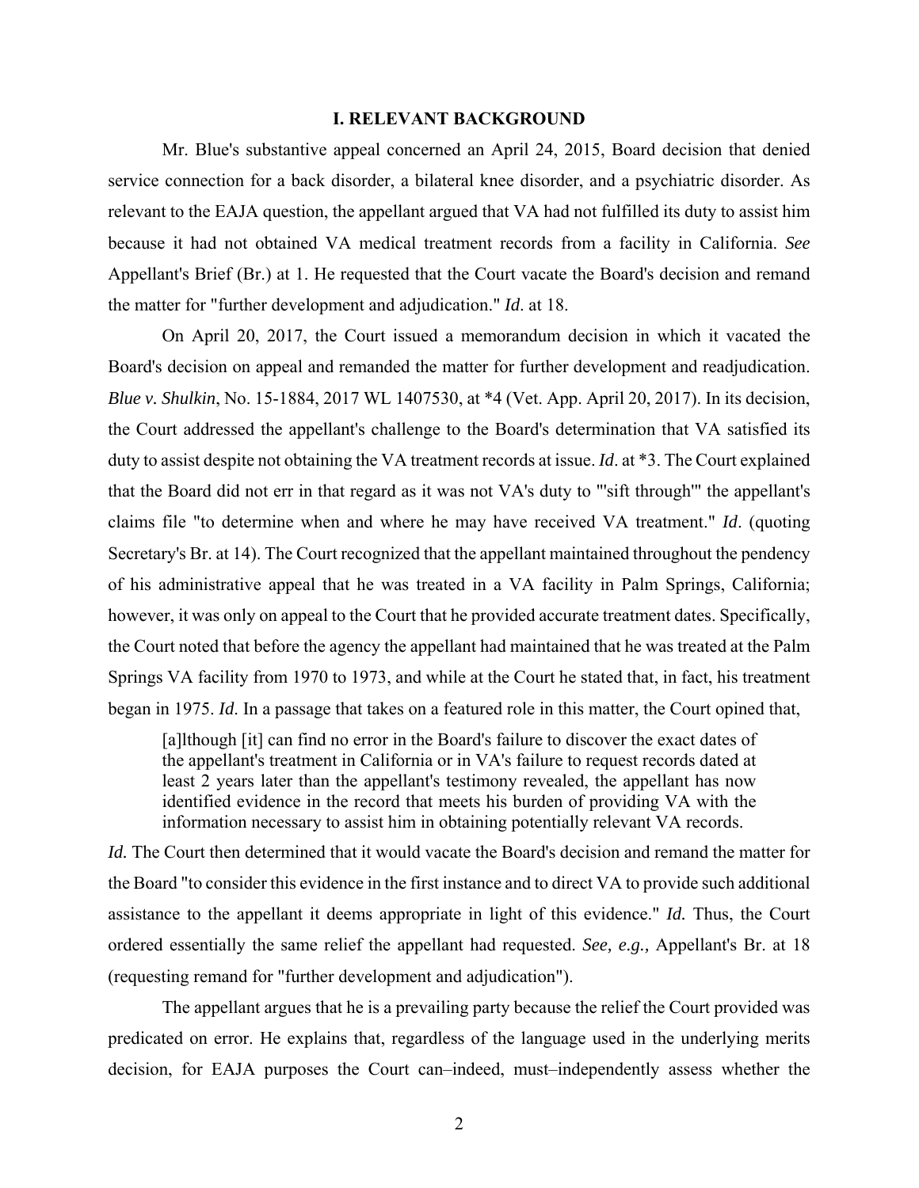## I. RELEVANT BACKGROUND

Mr. Blue's substantive appeal concerned an April 24, 2015, Board decision that denied service connection for a back disorder, a bilateral knee disorder, and a psychiatric disorder. As relevant to the EAJA question, the appellant argued that VA had not fulfilled its duty to assist him because it had not obtained VA medical treatment records from a facility in California. *See* Appellant's Brief (Br.) at 1. He requested that the Court vacate the Board's decision and remand the matter for "further development and adjudication." *Id*. at 18.

On April 20, 2017, the Court issued a memorandum decision in which it vacated the Board's decision on appeal and remanded the matter for further development and readjudication. *Blue v. Shulkin*, No. 15-1884, 2017 WL 1407530, at *4 (Vet. App. April 20, 2017). In its decision, the Court addressed the appellant's challenge to the Board's determination that VA satisfied its duty to assist despite not obtaining the VA treatment records at issue. *Id*. at *3. The Court explained that the Board did not err in that regard as it was not VA's duty to "'sift through'" the appellant's claims file "to determine when and where he may have received VA treatment." *Id*. (quoting Secretary's Br. at 14). The Court recognized that the appellant maintained throughout the pendency of his administrative appeal that he was treated in a VA facility in Palm Springs, California; however, it was only on appeal to the Court that he provided accurate treatment dates. Specifically, the Court noted that before the agency the appellant had maintained that he was treated at the Palm Springs VA facility from 1970 to 1973, and while at the Court he stated that, in fact, his treatment began in 1975. *Id.* In a passage that takes on a featured role in this matter, the Court opined that,

> [a]lthough [it] can find no error in the Board's failure to discover the exact dates of the appellant's treatment in California or in VA's failure to request records dated at least 2 years later than the appellant's testimony revealed, the appellant has now identified evidence in the record that meets his burden of providing VA with the information necessary to assist him in obtaining potentially relevant VA records.

*Id.* The Court then determined that it would vacate the Board's decision and remand the matter for the Board "to consider this evidence in the first instance and to direct VA to provide such additional assistance to the appellant it deems appropriate in light of this evidence." *Id.* Thus, the Court ordered essentially the same relief the appellant had requested. *See, e.g.,* Appellant's Br. at 18 (requesting remand for "further development and adjudication").

The appellant argues that he is a prevailing party because the relief the Court provided was predicated on error. He explains that, regardless of the language used in the underlying merits decision, for EAJA purposes the Court can–indeed, must–independently assess whether the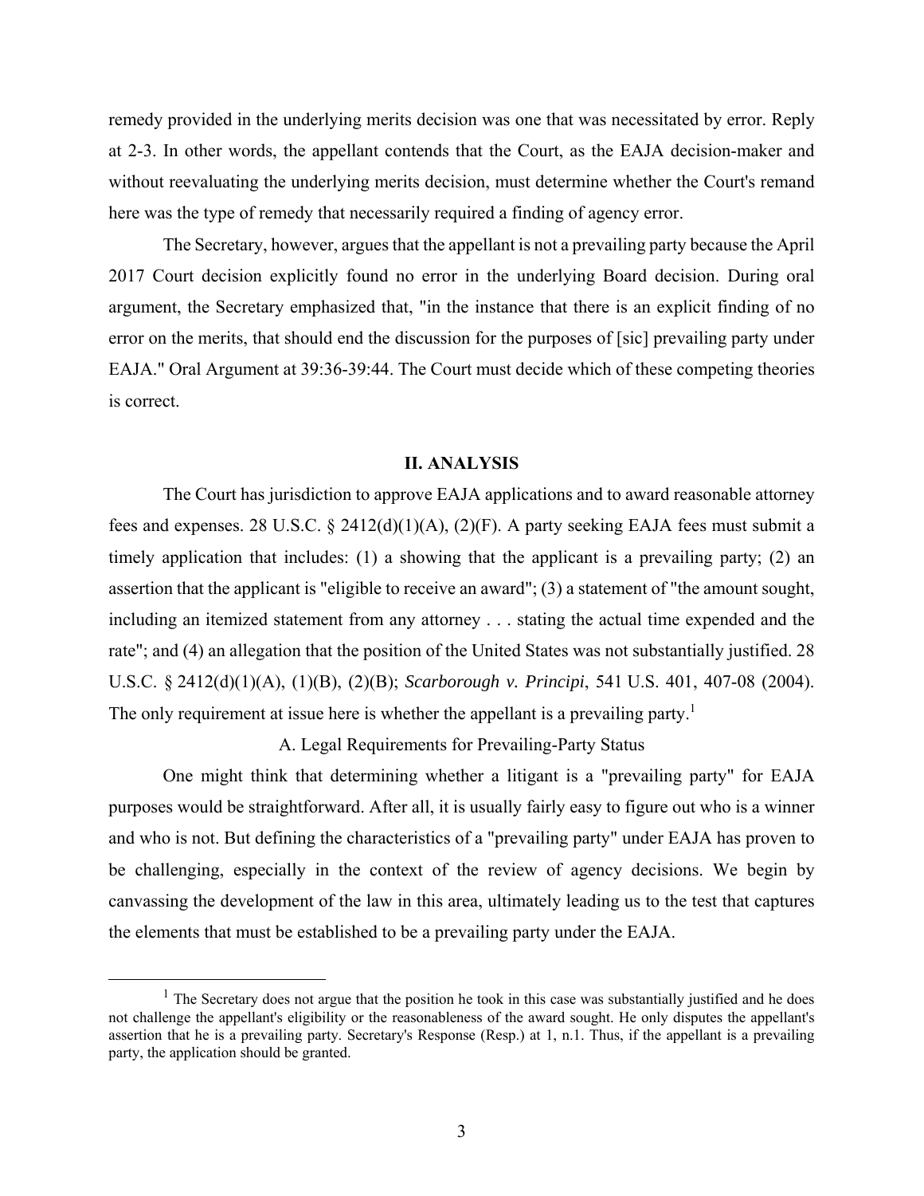remedy provided in the underlying merits decision was one that was necessitated by error. Reply at 2-3. In other words, the appellant contends that the Court, as the EAJA decision-maker and without reevaluating the underlying merits decision, must determine whether the Court's remand here was the type of remedy that necessarily required a finding of agency error.

The Secretary, however, argues that the appellant is not a prevailing party because the April 2017 Court decision explicitly found no error in the underlying Board decision. During oral argument, the Secretary emphasized that, "in the instance that there is an explicit finding of no error on the merits, that should end the discussion for the purposes of [sic] prevailing party under EAJA." Oral Argument at 39:36-39:44. The Court must decide which of these competing theories is correct.

## II. ANALYSIS

The Court has jurisdiction to approve EAJA applications and to award reasonable attorney fees and expenses. 28 U.S.C. § 2412(d)(1)(A), (2)(F). A party seeking EAJA fees must submit a timely application that includes: (1) a showing that the applicant is a prevailing party; (2) an assertion that the applicant is "eligible to receive an award"; (3) a statement of "the amount sought, including an itemized statement from any attorney . . . stating the actual time expended and the rate"; and (4) an allegation that the position of the United States was not substantially justified. 28 U.S.C. § 2412(d)(1)(A), (1)(B), (2)(B); *Scarborough v. Principi*, 541 U.S. 401, 407-08 (2004). The only requirement at issue here is whether the appellant is a prevailing party.[1]

### A. Legal Requirements for Prevailing-Party Status

One might think that determining whether a litigant is a "prevailing party" for EAJA purposes would be straightforward. After all, it is usually fairly easy to figure out who is a winner and who is not. But defining the characteristics of a "prevailing party" under EAJA has proven to be challenging, especially in the context of the review of agency decisions. We begin by canvassing the development of the law in this area, ultimately leading us to the test that captures the elements that must be established to be a prevailing party under the EAJA.

[1] The Secretary does not argue that the position he took in this case was substantially justified and he does not challenge the appellant's eligibility or the reasonableness of the award sought. He only disputes the appellant's assertion that he is a prevailing party. Secretary's Response (Resp.) at 1, n.1. Thus, if the appellant is a prevailing party, the application should be granted.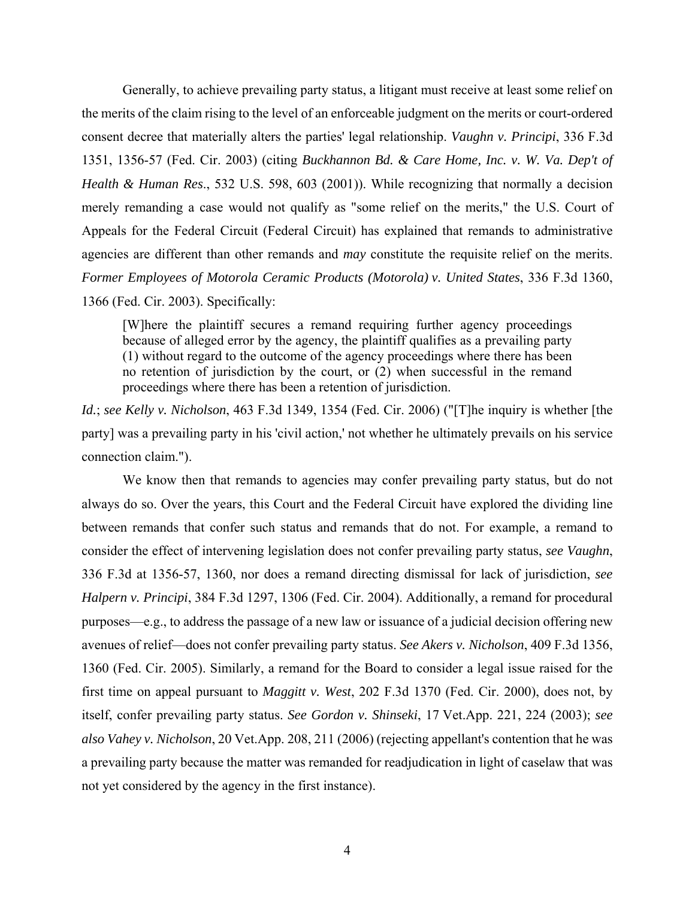Generally, to achieve prevailing party status, a litigant must receive at least some relief on the merits of the claim rising to the level of an enforceable judgment on the merits or court-ordered consent decree that materially alters the parties' legal relationship. *Vaughn v. Principi*, 336 F.3d 1351, 1356-57 (Fed. Cir. 2003) (citing *Buckhannon Bd. & Care Home, Inc. v. W. Va. Dep't of Health & Human Res.*, 532 U.S. 598, 603 (2001)). While recognizing that normally a decision merely remanding a case would not qualify as "some relief on the merits," the U.S. Court of Appeals for the Federal Circuit (Federal Circuit) has explained that remands to administrative agencies are different than other remands and *may* constitute the requisite relief on the merits. *Former Employees of Motorola Ceramic Products (Motorola) v. United States*, 336 F.3d 1360, 1366 (Fed. Cir. 2003). Specifically:

> [W]here the plaintiff secures a remand requiring further agency proceedings because of alleged error by the agency, the plaintiff qualifies as a prevailing party (1) without regard to the outcome of the agency proceedings where there has been no retention of jurisdiction by the court, or (2) when successful in the remand proceedings where there has been a retention of jurisdiction.

*Id.*; *see Kelly v. Nicholson*, 463 F.3d 1349, 1354 (Fed. Cir. 2006) ("[T]he inquiry is whether [the party] was a prevailing party in his 'civil action,' not whether he ultimately prevails on his service connection claim.").

We know then that remands to agencies may confer prevailing party status, but do not always do so. Over the years, this Court and the Federal Circuit have explored the dividing line between remands that confer such status and remands that do not. For example, a remand to consider the effect of intervening legislation does not confer prevailing party status, *see Vaughn*, 336 F.3d at 1356-57, 1360, nor does a remand directing dismissal for lack of jurisdiction, *see Halpern v. Principi*, 384 F.3d 1297, 1306 (Fed. Cir. 2004). Additionally, a remand for procedural purposes—e.g., to address the passage of a new law or issuance of a judicial decision offering new avenues of relief—does not confer prevailing party status. *See Akers v. Nicholson*, 409 F.3d 1356, 1360 (Fed. Cir. 2005). Similarly, a remand for the Board to consider a legal issue raised for the first time on appeal pursuant to *Maggitt v. West*, 202 F.3d 1370 (Fed. Cir. 2000), does not, by itself, confer prevailing party status. *See Gordon v. Shinseki*, 17 Vet.App. 221, 224 (2003); *see also Vahey v. Nicholson*, 20 Vet.App. 208, 211 (2006) (rejecting appellant's contention that he was a prevailing party because the matter was remanded for readjudication in light of caselaw that was not yet considered by the agency in the first instance).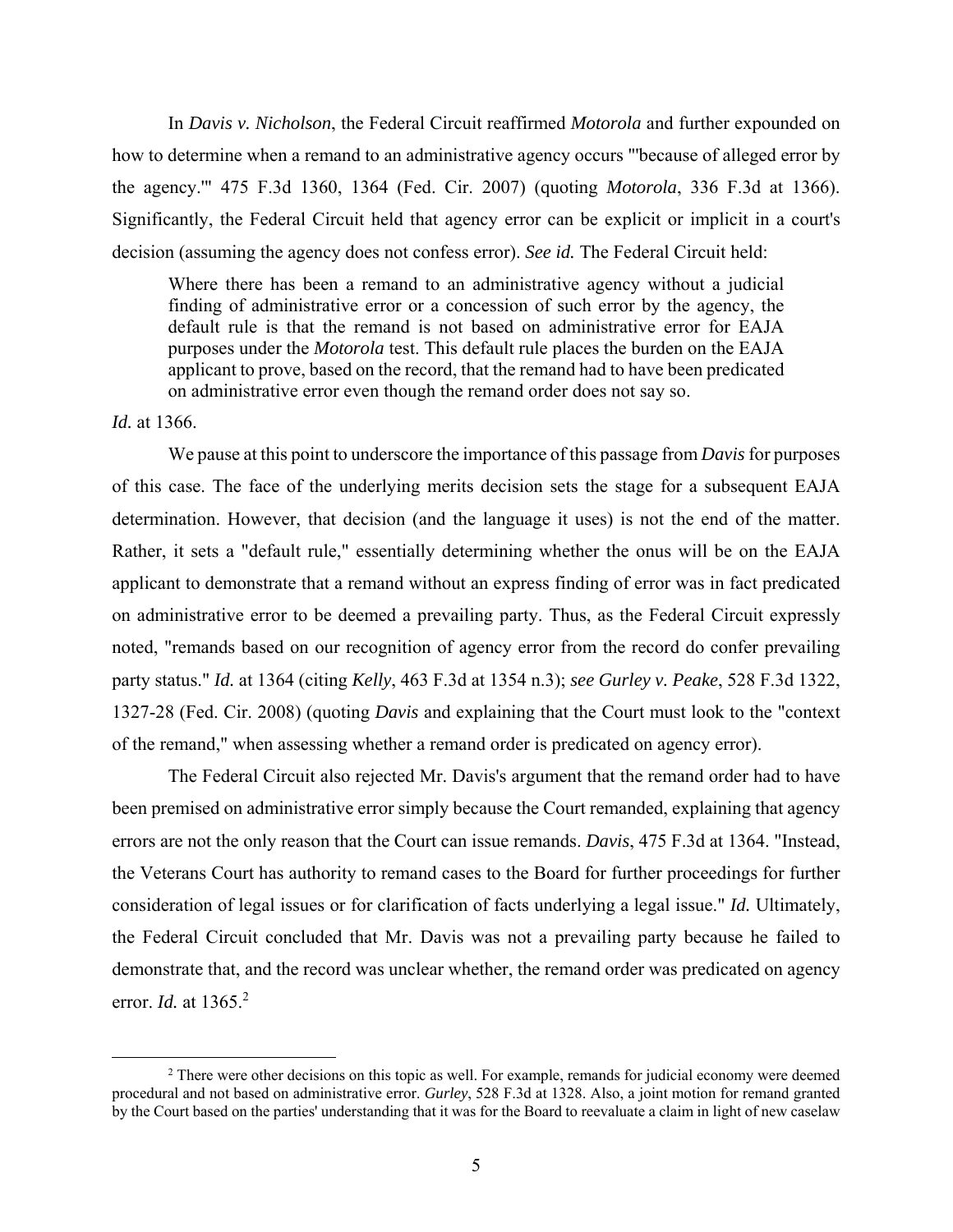In *Davis v. Nicholson*, the Federal Circuit reaffirmed *Motorola* and further expounded on how to determine when a remand to an administrative agency occurs "'because of alleged error by the agency.'" 475 F.3d 1360, 1364 (Fed. Cir. 2007) (quoting *Motorola*, 336 F.3d at 1366). Significantly, the Federal Circuit held that agency error can be explicit or implicit in a court's decision (assuming the agency does not confess error). *See id.* The Federal Circuit held:

> Where there has been a remand to an administrative agency without a judicial finding of administrative error or a concession of such error by the agency, the default rule is that the remand is not based on administrative error for EAJA purposes under the *Motorola* test. This default rule places the burden on the EAJA applicant to prove, based on the record, that the remand had to have been predicated on administrative error even though the remand order does not say so.

*Id.* at 1366.

We pause at this point to underscore the importance of this passage from *Davis* for purposes of this case. The face of the underlying merits decision sets the stage for a subsequent EAJA determination. However, that decision (and the language it uses) is not the end of the matter. Rather, it sets a "default rule," essentially determining whether the onus will be on the EAJA applicant to demonstrate that a remand without an express finding of error was in fact predicated on administrative error to be deemed a prevailing party. Thus, as the Federal Circuit expressly noted, "remands based on our recognition of agency error from the record do confer prevailing party status." *Id.* at 1364 (citing *Kelly*, 463 F.3d at 1354 n.3); *see Gurley v. Peake*, 528 F.3d 1322, 1327-28 (Fed. Cir. 2008) (quoting *Davis* and explaining that the Court must look to the "context of the remand," when assessing whether a remand order is predicated on agency error).

The Federal Circuit also rejected Mr. Davis's argument that the remand order had to have been premised on administrative error simply because the Court remanded, explaining that agency errors are not the only reason that the Court can issue remands. *Davis*, 475 F.3d at 1364. "Instead, the Veterans Court has authority to remand cases to the Board for further proceedings for further consideration of legal issues or for clarification of facts underlying a legal issue." *Id.* Ultimately, the Federal Circuit concluded that Mr. Davis was not a prevailing party because he failed to demonstrate that, and the record was unclear whether, the remand order was predicated on agency error. *Id.* at 1365.[2]

---

[2] There were other decisions on this topic as well. For example, remands for judicial economy were deemed procedural and not based on administrative error. *Gurley*, 528 F.3d at 1328. Also, a joint motion for remand granted by the Court based on the parties' understanding that it was for the Board to reevaluate a claim in light of new caselaw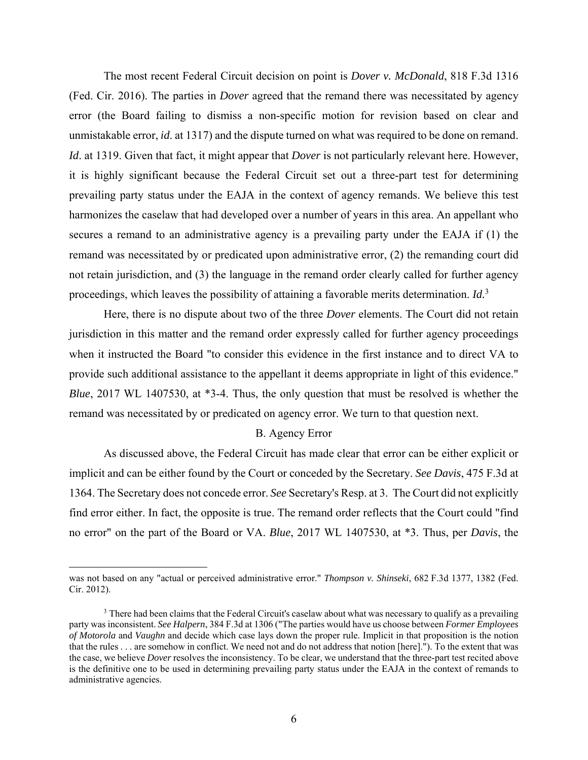The most recent Federal Circuit decision on point is *Dover v. McDonald*, 818 F.3d 1316 (Fed. Cir. 2016). The parties in *Dover* agreed that the remand there was necessitated by agency error (the Board failing to dismiss a non-specific motion for revision based on clear and unmistakable error, *id*. at 1317) and the dispute turned on what was required to be done on remand. *Id*. at 1319. Given that fact, it might appear that *Dover* is not particularly relevant here. However, it is highly significant because the Federal Circuit set out a three-part test for determining prevailing party status under the EAJA in the context of agency remands. We believe this test harmonizes the caselaw that had developed over a number of years in this area. An appellant who secures a remand to an administrative agency is a prevailing party under the EAJA if (1) the remand was necessitated by or predicated upon administrative error, (2) the remanding court did not retain jurisdiction, and (3) the language in the remand order clearly called for further agency proceedings, which leaves the possibility of attaining a favorable merits determination. *Id.*[3]

Here, there is no dispute about two of the three *Dover* elements. The Court did not retain jurisdiction in this matter and the remand order expressly called for further agency proceedings when it instructed the Board "to consider this evidence in the first instance and to direct VA to provide such additional assistance to the appellant it deems appropriate in light of this evidence." *Blue*, 2017 WL 1407530, at *3-4. Thus, the only question that must be resolved is whether the remand was necessitated by or predicated on agency error. We turn to that question next.

### B. Agency Error

As discussed above, the Federal Circuit has made clear that error can be either explicit or implicit and can be either found by the Court or conceded by the Secretary. *See Davis*, 475 F.3d at 1364. The Secretary does not concede error. *See* Secretary's Resp. at 3. The Court did not explicitly find error either. In fact, the opposite is true. The remand order reflects that the Court could "find no error" on the part of the Board or VA. *Blue*, 2017 WL 1407530, at *3. Thus, per *Davis*, the

---

was not based on any "actual or perceived administrative error." *Thompson v. Shinseki*, 682 F.3d 1377, 1382 (Fed. Cir. 2012).

[3] There had been claims that the Federal Circuit's caselaw about what was necessary to qualify as a prevailing party was inconsistent. *See Halpern*, 384 F.3d at 1306 ("The parties would have us choose between *Former Employees of Motorola* and *Vaughn* and decide which case lays down the proper rule. Implicit in that proposition is the notion that the rules . . . are somehow in conflict. We need not and do not address that notion [here]."). To the extent that was the case, we believe *Dover* resolves the inconsistency. To be clear, we understand that the three-part test recited above is the definitive one to be used in determining prevailing party status under the EAJA in the context of remands to administrative agencies.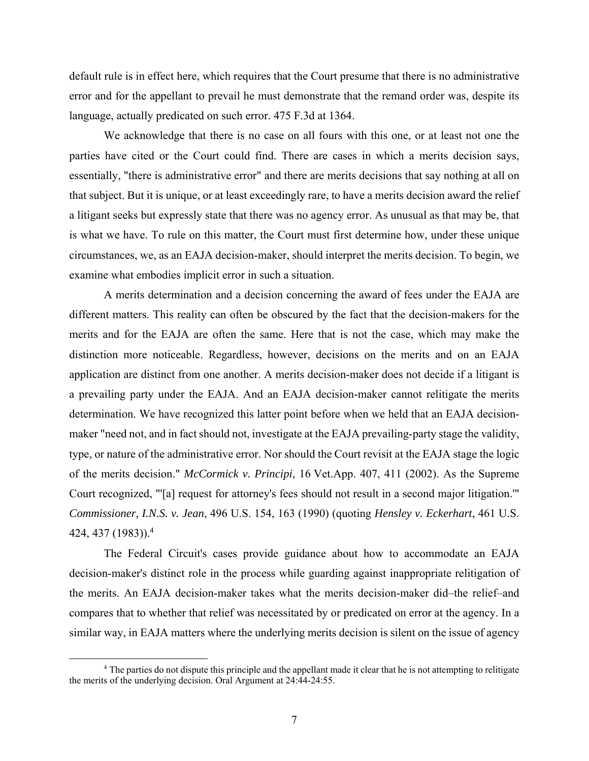default rule is in effect here, which requires that the Court presume that there is no administrative error and for the appellant to prevail he must demonstrate that the remand order was, despite its language, actually predicated on such error. 475 F.3d at 1364.

We acknowledge that there is no case on all fours with this one, or at least not one the parties have cited or the Court could find. There are cases in which a merits decision says, essentially, "there is administrative error" and there are merits decisions that say nothing at all on that subject. But it is unique, or at least exceedingly rare, to have a merits decision award the relief a litigant seeks but expressly state that there was no agency error. As unusual as that may be, that is what we have. To rule on this matter, the Court must first determine how, under these unique circumstances, we, as an EAJA decision-maker, should interpret the merits decision. To begin, we examine what embodies implicit error in such a situation.

A merits determination and a decision concerning the award of fees under the EAJA are different matters. This reality can often be obscured by the fact that the decision-makers for the merits and for the EAJA are often the same. Here that is not the case, which may make the distinction more noticeable. Regardless, however, decisions on the merits and on an EAJA application are distinct from one another. A merits decision-maker does not decide if a litigant is a prevailing party under the EAJA. And an EAJA decision-maker cannot relitigate the merits determination. We have recognized this latter point before when we held that an EAJA decision-maker "need not, and in fact should not, investigate at the EAJA prevailing-party stage the validity, type, or nature of the administrative error. Nor should the Court revisit at the EAJA stage the logic of the merits decision." *McCormick v. Principi*, 16 Vet.App. 407, 411 (2002). As the Supreme Court recognized, "'[a] request for attorney's fees should not result in a second major litigation.'" *Commissioner, I.N.S. v. Jean*, 496 U.S. 154, 163 (1990) (quoting *Hensley v. Eckerhart*, 461 U.S. 424, 437 (1983)).[4]

The Federal Circuit's cases provide guidance about how to accommodate an EAJA decision-maker's distinct role in the process while guarding against inappropriate relitigation of the merits. An EAJA decision-maker takes what the merits decision-maker did–the relief–and compares that to whether that relief was necessitated by or predicated on error at the agency. In a similar way, in EAJA matters where the underlying merits decision is silent on the issue of agency

[4] The parties do not dispute this principle and the appellant made it clear that he is not attempting to relitigate the merits of the underlying decision. Oral Argument at 24:44-24:55.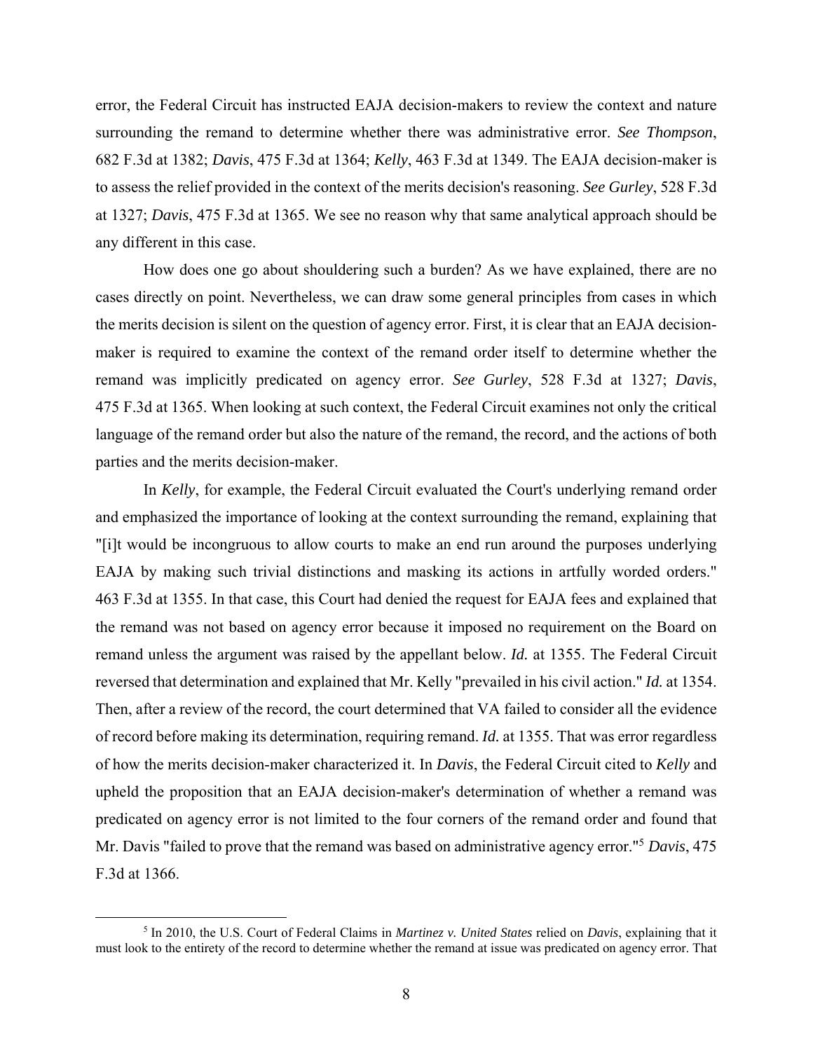error, the Federal Circuit has instructed EAJA decision-makers to review the context and nature surrounding the remand to determine whether there was administrative error. *See Thompson*, 682 F.3d at 1382; *Davis*, 475 F.3d at 1364; *Kelly*, 463 F.3d at 1349. The EAJA decision-maker is to assess the relief provided in the context of the merits decision's reasoning. *See Gurley*, 528 F.3d at 1327; *Davis*, 475 F.3d at 1365. We see no reason why that same analytical approach should be any different in this case.

How does one go about shouldering such a burden? As we have explained, there are no cases directly on point. Nevertheless, we can draw some general principles from cases in which the merits decision is silent on the question of agency error. First, it is clear that an EAJA decision-maker is required to examine the context of the remand order itself to determine whether the remand was implicitly predicated on agency error. *See Gurley*, 528 F.3d at 1327; *Davis*, 475 F.3d at 1365. When looking at such context, the Federal Circuit examines not only the critical language of the remand order but also the nature of the remand, the record, and the actions of both parties and the merits decision-maker.

In *Kelly*, for example, the Federal Circuit evaluated the Court's underlying remand order and emphasized the importance of looking at the context surrounding the remand, explaining that "[i]t would be incongruous to allow courts to make an end run around the purposes underlying EAJA by making such trivial distinctions and masking its actions in artfully worded orders." 463 F.3d at 1355. In that case, this Court had denied the request for EAJA fees and explained that the remand was not based on agency error because it imposed no requirement on the Board on remand unless the argument was raised by the appellant below. *Id.* at 1355. The Federal Circuit reversed that determination and explained that Mr. Kelly "prevailed in his civil action." *Id.* at 1354. Then, after a review of the record, the court determined that VA failed to consider all the evidence of record before making its determination, requiring remand. *Id.* at 1355. That was error regardless of how the merits decision-maker characterized it. In *Davis*, the Federal Circuit cited to *Kelly* and upheld the proposition that an EAJA decision-maker's determination of whether a remand was predicated on agency error is not limited to the four corners of the remand order and found that Mr. Davis "failed to prove that the remand was based on administrative agency error."[5] *Davis*, 475 F.3d at 1366.

[5] In 2010, the U.S. Court of Federal Claims in *Martinez v. United States* relied on *Davis*, explaining that it must look to the entirety of the record to determine whether the remand at issue was predicated on agency error. That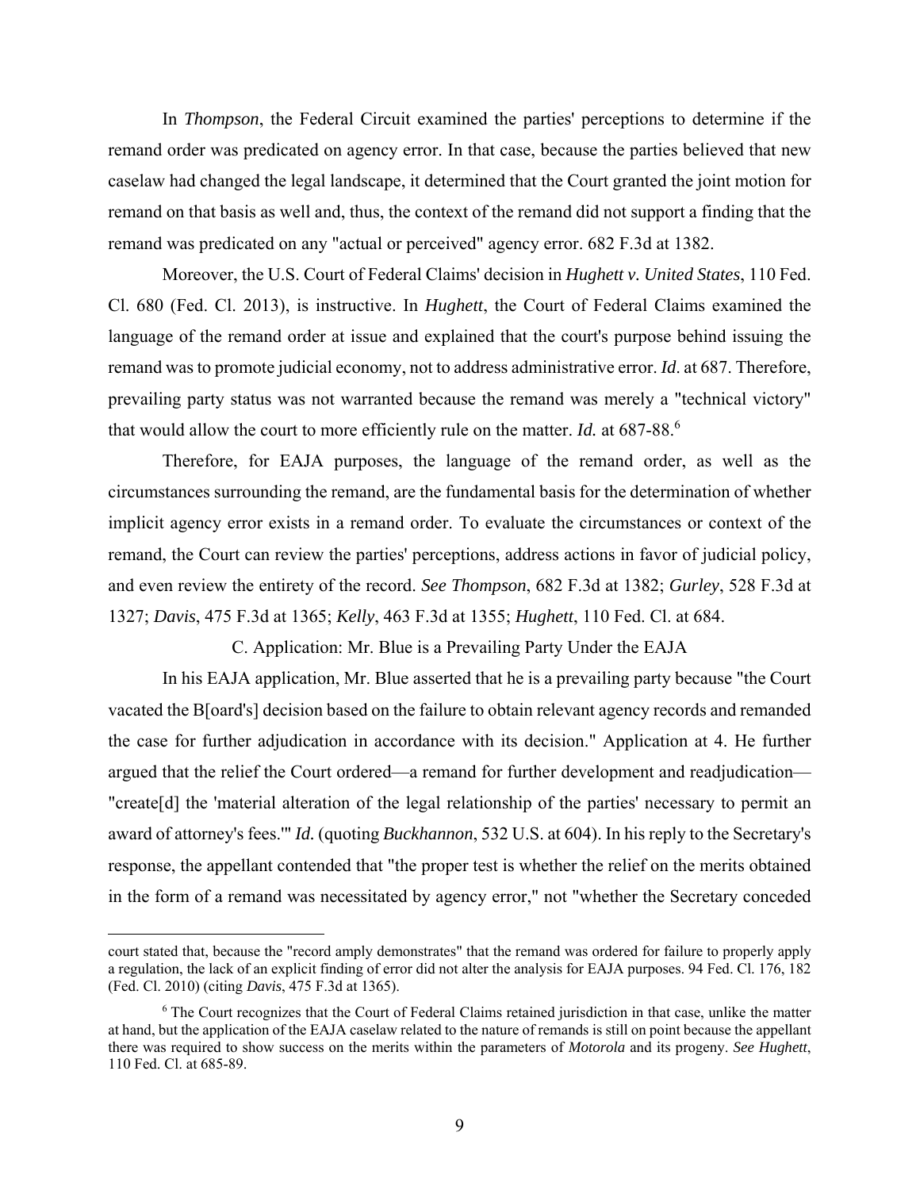In *Thompson*, the Federal Circuit examined the parties' perceptions to determine if the remand order was predicated on agency error. In that case, because the parties believed that new caselaw had changed the legal landscape, it determined that the Court granted the joint motion for remand on that basis as well and, thus, the context of the remand did not support a finding that the remand was predicated on any "actual or perceived" agency error. 682 F.3d at 1382.

Moreover, the U.S. Court of Federal Claims' decision in *Hughett v. United States*, 110 Fed. Cl. 680 (Fed. Cl. 2013), is instructive. In *Hughett*, the Court of Federal Claims examined the language of the remand order at issue and explained that the court's purpose behind issuing the remand was to promote judicial economy, not to address administrative error. *Id*. at 687. Therefore, prevailing party status was not warranted because the remand was merely a "technical victory" that would allow the court to more efficiently rule on the matter. *Id.* at 687-88.[6]

Therefore, for EAJA purposes, the language of the remand order, as well as the circumstances surrounding the remand, are the fundamental basis for the determination of whether implicit agency error exists in a remand order. To evaluate the circumstances or context of the remand, the Court can review the parties' perceptions, address actions in favor of judicial policy, and even review the entirety of the record. *See Thompson*, 682 F.3d at 1382; *Gurley*, 528 F.3d at 1327; *Davis*, 475 F.3d at 1365; *Kelly*, 463 F.3d at 1355; *Hughett*, 110 Fed. Cl. at 684.

### C. Application: Mr. Blue is a Prevailing Party Under the EAJA

In his EAJA application, Mr. Blue asserted that he is a prevailing party because "the Court vacated the B[oard's] decision based on the failure to obtain relevant agency records and remanded the case for further adjudication in accordance with its decision." Application at 4. He further argued that the relief the Court ordered—a remand for further development and readjudication—"create[d] the 'material alteration of the legal relationship of the parties' necessary to permit an award of attorney's fees.'" *Id.* (quoting *Buckhannon*, 532 U.S. at 604). In his reply to the Secretary's response, the appellant contended that "the proper test is whether the relief on the merits obtained in the form of a remand was necessitated by agency error," not "whether the Secretary conceded

---

court stated that, because the "record amply demonstrates" that the remand was ordered for failure to properly apply a regulation, the lack of an explicit finding of error did not alter the analysis for EAJA purposes. 94 Fed. Cl. 176, 182 (Fed. Cl. 2010) (citing *Davis*, 475 F.3d at 1365).

[6] The Court recognizes that the Court of Federal Claims retained jurisdiction in that case, unlike the matter at hand, but the application of the EAJA caselaw related to the nature of remands is still on point because the appellant there was required to show success on the merits within the parameters of *Motorola* and its progeny. *See Hughett*, 110 Fed. Cl. at 685-89.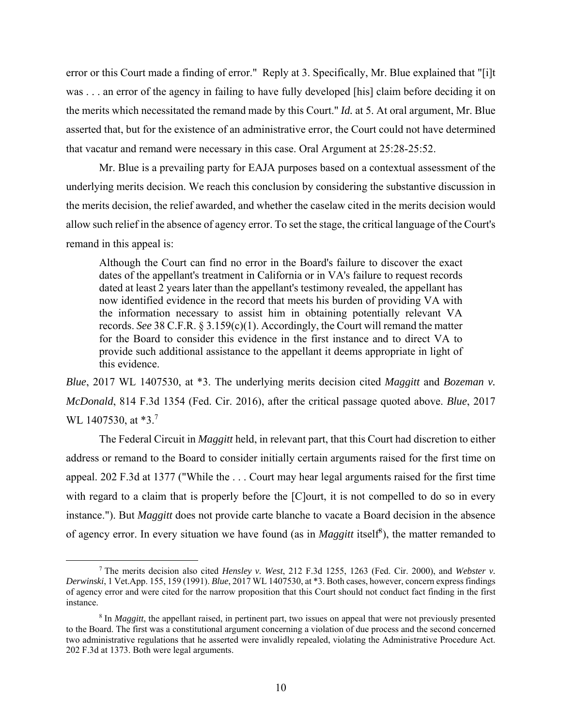error or this Court made a finding of error." Reply at 3. Specifically, Mr. Blue explained that "[i]t was . . . an error of the agency in failing to have fully developed [his] claim before deciding it on the merits which necessitated the remand made by this Court." *Id.* at 5. At oral argument, Mr. Blue asserted that, but for the existence of an administrative error, the Court could not have determined that vacatur and remand were necessary in this case. Oral Argument at 25:28-25:52.

Mr. Blue is a prevailing party for EAJA purposes based on a contextual assessment of the underlying merits decision. We reach this conclusion by considering the substantive discussion in the merits decision, the relief awarded, and whether the caselaw cited in the merits decision would allow such relief in the absence of agency error. To set the stage, the critical language of the Court's remand in this appeal is:

> Although the Court can find no error in the Board's failure to discover the exact dates of the appellant's treatment in California or in VA's failure to request records dated at least 2 years later than the appellant's testimony revealed, the appellant has now identified evidence in the record that meets his burden of providing VA with the information necessary to assist him in obtaining potentially relevant VA records. *See* 38 C.F.R. § 3.159(c)(1). Accordingly, the Court will remand the matter for the Board to consider this evidence in the first instance and to direct VA to provide such additional assistance to the appellant it deems appropriate in light of this evidence.

*Blue*, 2017 WL 1407530, at *3. The underlying merits decision cited *Maggitt* and *Bozeman v. McDonald*, 814 F.3d 1354 (Fed. Cir. 2016), after the critical passage quoted above. *Blue*, 2017 WL 1407530, at *3.[7]

The Federal Circuit in *Maggitt* held, in relevant part, that this Court had discretion to either address or remand to the Board to consider initially certain arguments raised for the first time on appeal. 202 F.3d at 1377 ("While the . . . Court may hear legal arguments raised for the first time with regard to a claim that is properly before the [C]ourt, it is not compelled to do so in every instance."). But *Maggitt* does not provide carte blanche to vacate a Board decision in the absence of agency error. In every situation we have found (as in *Maggitt* itself[8]), the matter remanded to

---

[7] The merits decision also cited *Hensley v. West*, 212 F.3d 1255, 1263 (Fed. Cir. 2000), and *Webster v. Derwinski*, 1 Vet.App. 155, 159 (1991). *Blue*, 2017 WL 1407530, at *3. Both cases, however, concern express findings of agency error and were cited for the narrow proposition that this Court should not conduct fact finding in the first instance.

[8] In *Maggitt*, the appellant raised, in pertinent part, two issues on appeal that were not previously presented to the Board. The first was a constitutional argument concerning a violation of due process and the second concerned two administrative regulations that he asserted were invalidly repealed, violating the Administrative Procedure Act. 202 F.3d at 1373. Both were legal arguments.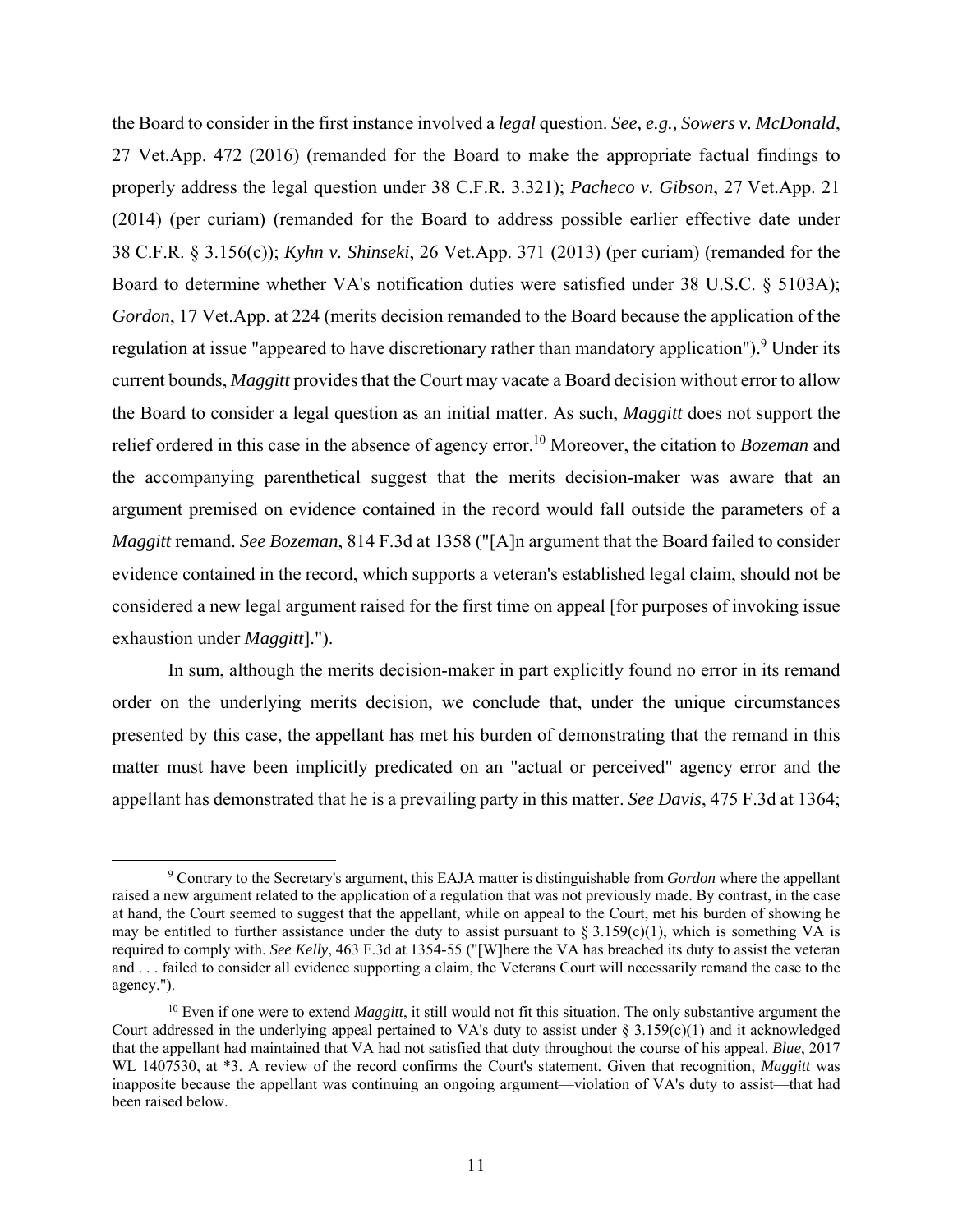the Board to consider in the first instance involved a *legal* question. *See, e.g., Sowers v. McDonald*, 27 Vet.App. 472 (2016) (remanded for the Board to make the appropriate factual findings to properly address the legal question under 38 C.F.R. 3.321); *Pacheco v. Gibson*, 27 Vet.App. 21 (2014) (per curiam) (remanded for the Board to address possible earlier effective date under 38 C.F.R. § 3.156(c)); *Kyhn v. Shinseki*, 26 Vet.App. 371 (2013) (per curiam) (remanded for the Board to determine whether VA's notification duties were satisfied under 38 U.S.C. § 5103A); *Gordon*, 17 Vet.App. at 224 (merits decision remanded to the Board because the application of the regulation at issue "appeared to have discretionary rather than mandatory application").[9] Under its current bounds, *Maggitt* provides that the Court may vacate a Board decision without error to allow the Board to consider a legal question as an initial matter. As such, *Maggitt* does not support the relief ordered in this case in the absence of agency error.[10] Moreover, the citation to *Bozeman* and the accompanying parenthetical suggest that the merits decision-maker was aware that an argument premised on evidence contained in the record would fall outside the parameters of a *Maggitt* remand. *See Bozeman*, 814 F.3d at 1358 ("[A]n argument that the Board failed to consider evidence contained in the record, which supports a veteran's established legal claim, should not be considered a new legal argument raised for the first time on appeal [for purposes of invoking issue exhaustion under *Maggitt*].").

In sum, although the merits decision-maker in part explicitly found no error in its remand order on the underlying merits decision, we conclude that, under the unique circumstances presented by this case, the appellant has met his burden of demonstrating that the remand in this matter must have been implicitly predicated on an "actual or perceived" agency error and the appellant has demonstrated that he is a prevailing party in this matter. *See Davis*, 475 F.3d at 1364;

[9] Contrary to the Secretary's argument, this EAJA matter is distinguishable from *Gordon* where the appellant raised a new argument related to the application of a regulation that was not previously made. By contrast, in the case at hand, the Court seemed to suggest that the appellant, while on appeal to the Court, met his burden of showing he may be entitled to further assistance under the duty to assist pursuant to § 3.159(c)(1), which is something VA is required to comply with. *See Kelly*, 463 F.3d at 1354-55 ("[W]here the VA has breached its duty to assist the veteran and . . . failed to consider all evidence supporting a claim, the Veterans Court will necessarily remand the case to the agency.").

[10] Even if one were to extend *Maggitt*, it still would not fit this situation. The only substantive argument the Court addressed in the underlying appeal pertained to VA's duty to assist under § 3.159(c)(1) and it acknowledged that the appellant had maintained that VA had not satisfied that duty throughout the course of his appeal. *Blue*, 2017 WL 1407530, at *3. A review of the record confirms the Court's statement. Given that recognition, *Maggitt* was inapposite because the appellant was continuing an ongoing argument—violation of VA's duty to assist—that had been raised below.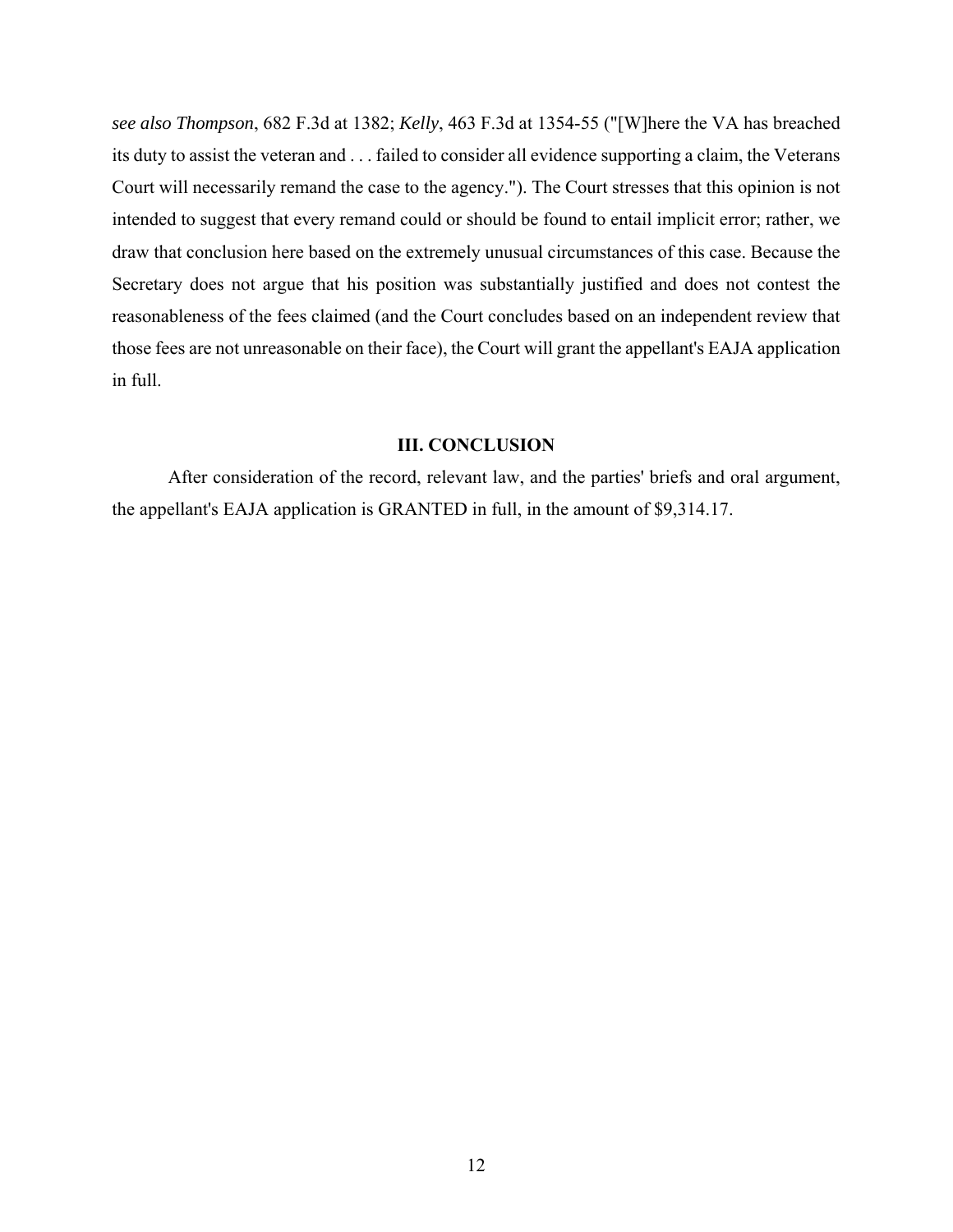*see also Thompson*, 682 F.3d at 1382; *Kelly*, 463 F.3d at 1354-55 ("[W]here the VA has breached its duty to assist the veteran and . . . failed to consider all evidence supporting a claim, the Veterans Court will necessarily remand the case to the agency."). The Court stresses that this opinion is not intended to suggest that every remand could or should be found to entail implicit error; rather, we draw that conclusion here based on the extremely unusual circumstances of this case. Because the Secretary does not argue that his position was substantially justified and does not contest the reasonableness of the fees claimed (and the Court concludes based on an independent review that those fees are not unreasonable on their face), the Court will grant the appellant's EAJA application in full.

## III. CONCLUSION

After consideration of the record, relevant law, and the parties' briefs and oral argument, the appellant's EAJA application is GRANTED in full, in the amount of $9,314.17.